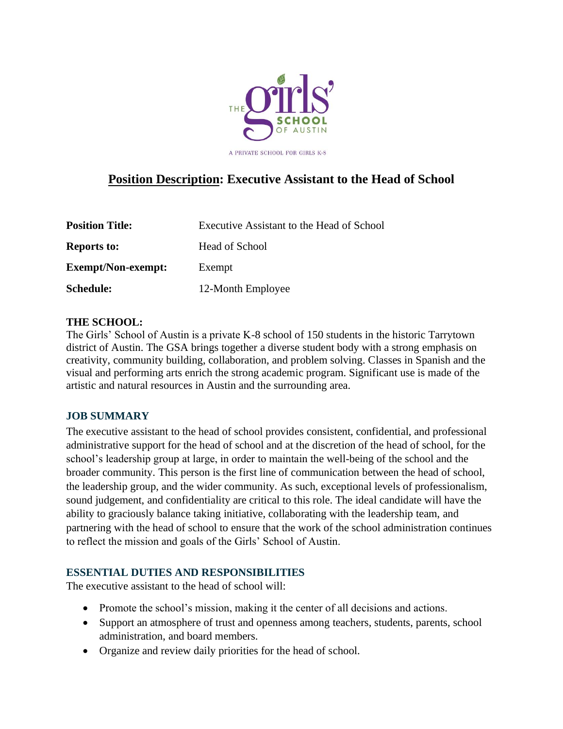THE girls' SCHOOL OF AUSTIN

A PRIVATE SCHOOL FOR GIRLS K-8

# Position Description: Executive Assistant to the Head of School

| | |
|---|---|
| **Position Title:** | Executive Assistant to the Head of School |
| **Reports to:** | Head of School |
| **Exempt/Non-exempt:** | Exempt |
| **Schedule:** | 12-Month Employee |

**THE SCHOOL:**

The Girls' School of Austin is a private K-8 school of 150 students in the historic Tarrytown district of Austin. The GSA brings together a diverse student body with a strong emphasis on creativity, community building, collaboration, and problem solving. Classes in Spanish and the visual and performing arts enrich the strong academic program. Significant use is made of the artistic and natural resources in Austin and the surrounding area.

## JOB SUMMARY

The executive assistant to the head of school provides consistent, confidential, and professional administrative support for the head of school and at the discretion of the head of school, for the school's leadership group at large, in order to maintain the well-being of the school and the broader community. This person is the first line of communication between the head of school, the leadership group, and the wider community. As such, exceptional levels of professionalism, sound judgement, and confidentiality are critical to this role. The ideal candidate will have the ability to graciously balance taking initiative, collaborating with the leadership team, and partnering with the head of school to ensure that the work of the school administration continues to reflect the mission and goals of the Girls' School of Austin.

## ESSENTIAL DUTIES AND RESPONSIBILITIES

The executive assistant to the head of school will:

- Promote the school's mission, making it the center of all decisions and actions.
- Support an atmosphere of trust and openness among teachers, students, parents, school administration, and board members.
- Organize and review daily priorities for the head of school.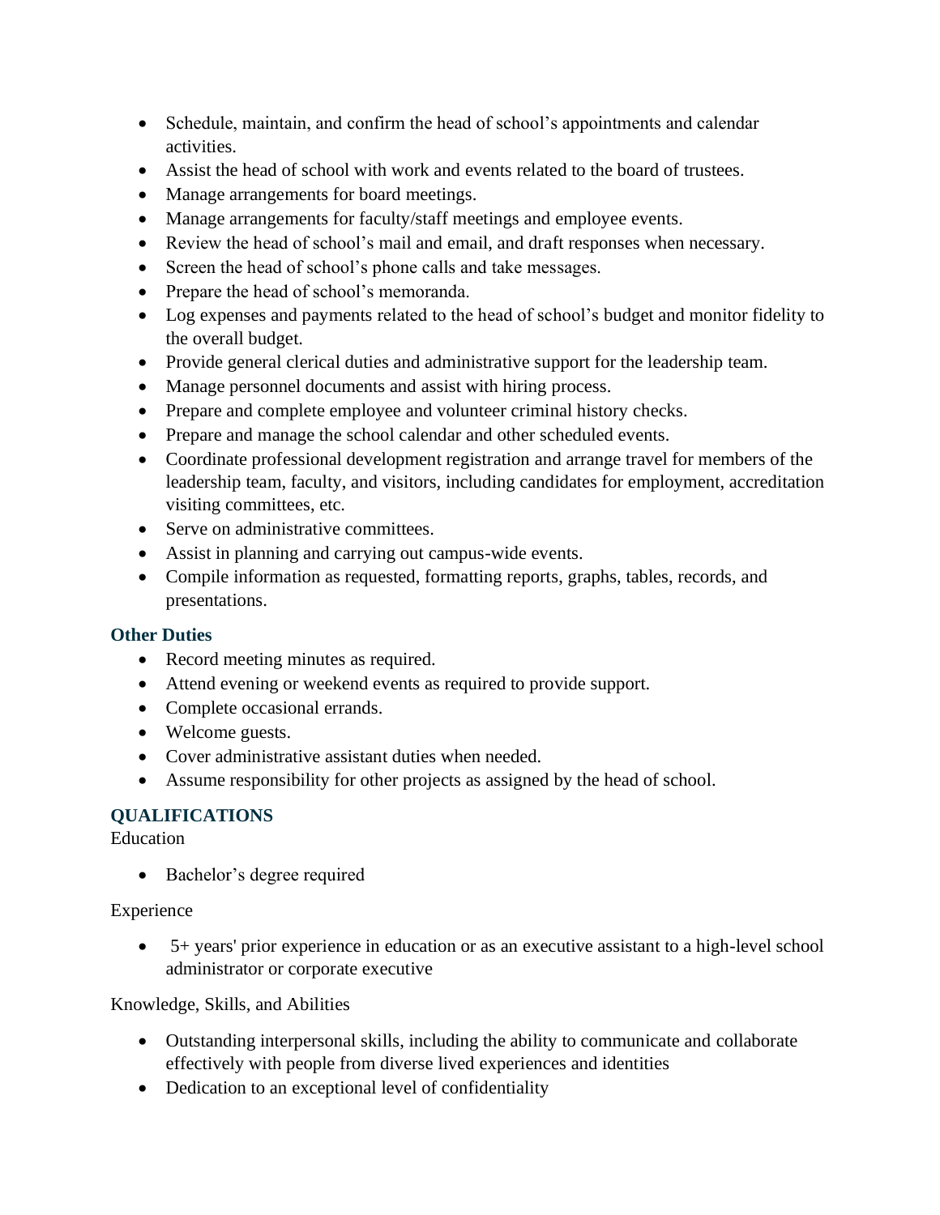- Schedule, maintain, and confirm the head of school's appointments and calendar activities.
- Assist the head of school with work and events related to the board of trustees.
- Manage arrangements for board meetings.
- Manage arrangements for faculty/staff meetings and employee events.
- Review the head of school's mail and email, and draft responses when necessary.
- Screen the head of school's phone calls and take messages.
- Prepare the head of school's memoranda.
- Log expenses and payments related to the head of school's budget and monitor fidelity to the overall budget.
- Provide general clerical duties and administrative support for the leadership team.
- Manage personnel documents and assist with hiring process.
- Prepare and complete employee and volunteer criminal history checks.
- Prepare and manage the school calendar and other scheduled events.
- Coordinate professional development registration and arrange travel for members of the leadership team, faculty, and visitors, including candidates for employment, accreditation visiting committees, etc.
- Serve on administrative committees.
- Assist in planning and carrying out campus-wide events.
- Compile information as requested, formatting reports, graphs, tables, records, and presentations.

### Other Duties

- Record meeting minutes as required.
- Attend evening or weekend events as required to provide support.
- Complete occasional errands.
- Welcome guests.
- Cover administrative assistant duties when needed.
- Assume responsibility for other projects as assigned by the head of school.

## QUALIFICATIONS

Education

- Bachelor's degree required

Experience

- 5+ years' prior experience in education or as an executive assistant to a high-level school administrator or corporate executive

Knowledge, Skills, and Abilities

- Outstanding interpersonal skills, including the ability to communicate and collaborate effectively with people from diverse lived experiences and identities
- Dedication to an exceptional level of confidentiality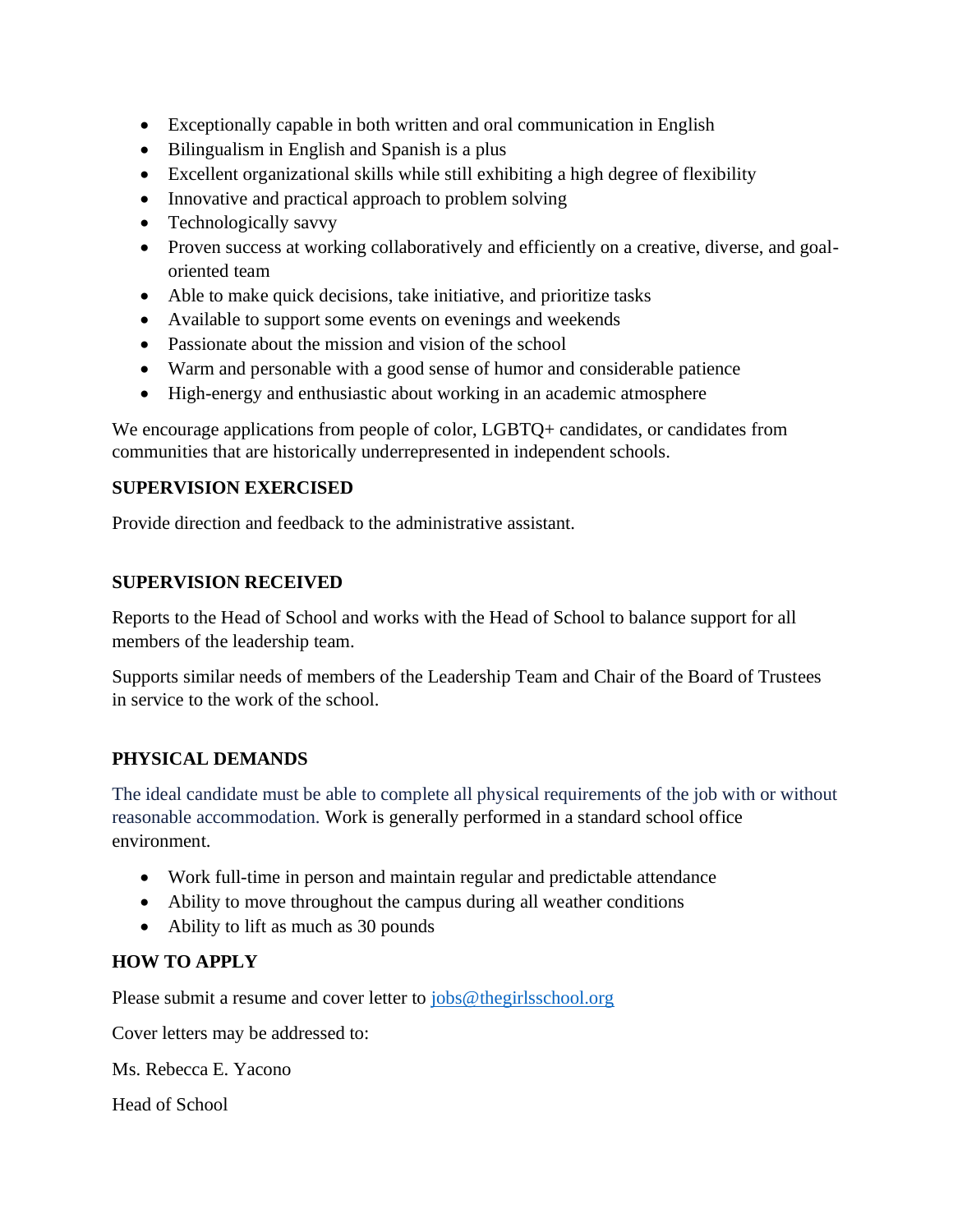- Exceptionally capable in both written and oral communication in English
- Bilingualism in English and Spanish is a plus
- Excellent organizational skills while still exhibiting a high degree of flexibility
- Innovative and practical approach to problem solving
- Technologically savvy
- Proven success at working collaboratively and efficiently on a creative, diverse, and goal-oriented team
- Able to make quick decisions, take initiative, and prioritize tasks
- Available to support some events on evenings and weekends
- Passionate about the mission and vision of the school
- Warm and personable with a good sense of humor and considerable patience
- High-energy and enthusiastic about working in an academic atmosphere

We encourage applications from people of color, LGBTQ+ candidates, or candidates from communities that are historically underrepresented in independent schools.

**SUPERVISION EXERCISED**

Provide direction and feedback to the administrative assistant.

**SUPERVISION RECEIVED**

Reports to the Head of School and works with the Head of School to balance support for all members of the leadership team.

Supports similar needs of members of the Leadership Team and Chair of the Board of Trustees in service to the work of the school.

**PHYSICAL DEMANDS**

The ideal candidate must be able to complete all physical requirements of the job with or without reasonable accommodation. Work is generally performed in a standard school office environment.

- Work full-time in person and maintain regular and predictable attendance
- Ability to move throughout the campus during all weather conditions
- Ability to lift as much as 30 pounds

**HOW TO APPLY**

Please submit a resume and cover letter to jobs@thegirlsschool.org

Cover letters may be addressed to:

Ms. Rebecca E. Yacono

Head of School